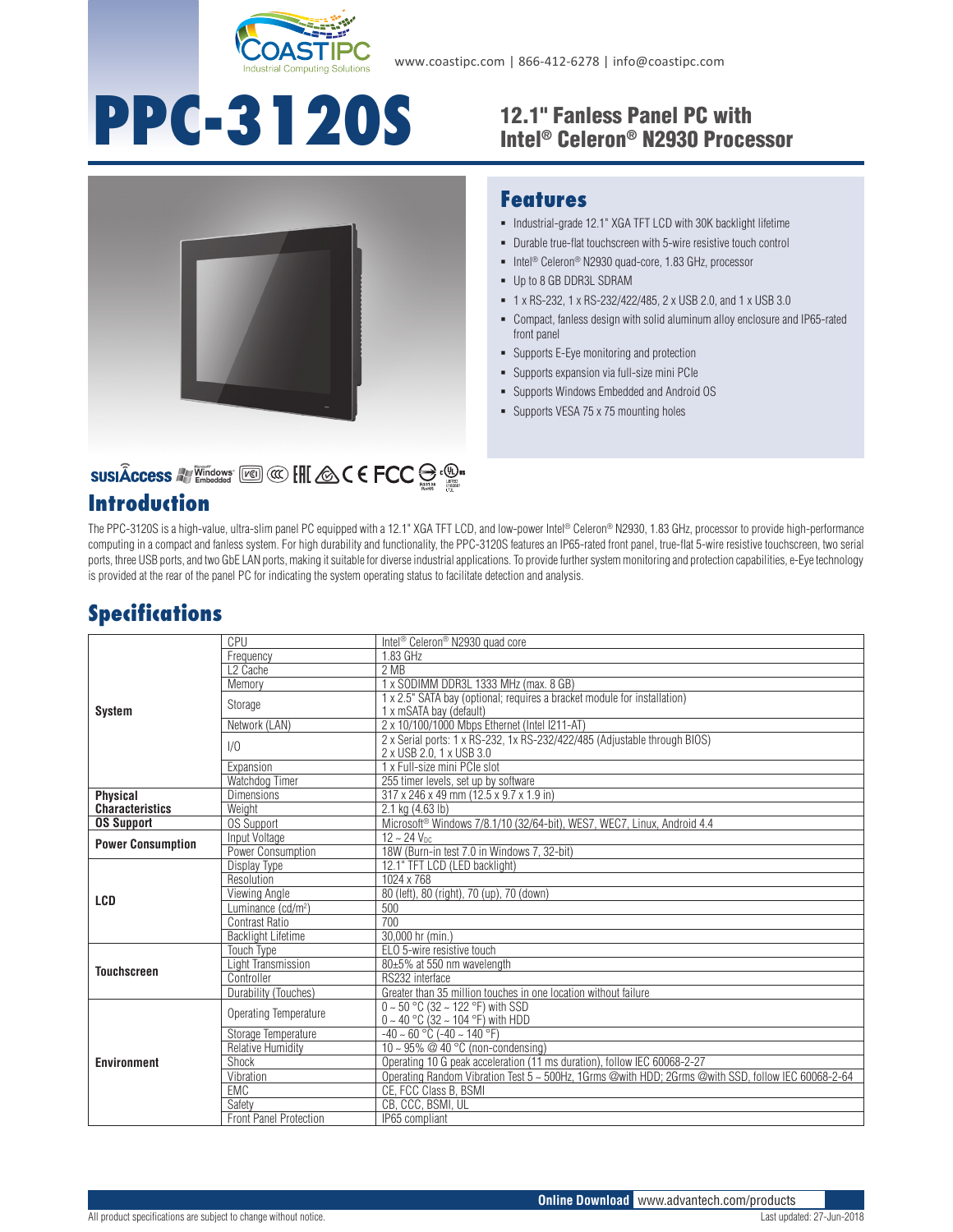www.coastipc.com | 866-412-6278 | info@coastipc.com

# PPC-3120S

## 12.1" Fanless Panel PC with Intel® Celeron® N2930 Processor

## Features

- Industrial-grade 12.1" XGA TFT LCD with 30K backlight lifetime
- Durable true-flat touchscreen with 5-wire resistive touch control
- Intel® Celeron® N2930 quad-core, 1.83 GHz, processor
- Up to 8 GB DDR3L SDRAM
- 1 x RS-232, 1 x RS-232/422/485, 2 x USB 2.0, and 1 x USB 3.0
- Compact, fanless design with solid aluminum alloy enclosure and IP65-rated front panel
- Supports E-Eye monitoring and protection
- Supports expansion via full-size mini PCIe
- Supports Windows Embedded and Android OS
- Supports VESA 75 x 75 mounting holes

## Introduction

The PPC-3120S is a high-value, ultra-slim panel PC equipped with a 12.1" XGA TFT LCD, and low-power Intel® Celeron® N2930, 1.83 GHz, processor to provide high-performance computing in a compact and fanless system. For high durability and functionality, the PPC-3120S features an IP65-rated front panel, true-flat 5-wire resistive touchscreen, two serial ports, three USB ports, and two GbE LAN ports, making it suitable for diverse industrial applications. To provide further system monitoring and protection capabilities, e-Eye technology is provided at the rear of the panel PC for indicating the system operating status to facilitate detection and analysis.

## Specifications

| | | |
|---|---|---|
| **System** | CPU | Intel® Celeron® N2930 quad core |
| | Frequency | 1.83 GHz |
| | L2 Cache | 2 MB |
| | Memory | 1 x SODIMM DDR3L 1333 MHz (max. 8 GB) |
| | Storage | 1 x 2.5" SATA bay (optional; requires a bracket module for installation)<br>1 x mSATA bay (default) |
| | Network (LAN) | 2 x 10/100/1000 Mbps Ethernet (Intel I211-AT) |
| | I/O | 2 x Serial ports: 1 x RS-232, 1x RS-232/422/485 (Adjustable through BIOS)<br>2 x USB 2.0, 1 x USB 3.0 |
| | Expansion | 1 x Full-size mini PCIe slot |
| | Watchdog Timer | 255 timer levels, set up by software |
| **Physical Characteristics** | Dimensions | 317 x 246 x 49 mm (12.5 x 9.7 x 1.9 in) |
| | Weight | 2.1 kg (4.63 lb) |
| **OS Support** | OS Support | Microsoft® Windows 7/8.1/10 (32/64-bit), WES7, WEC7, Linux, Android 4.4 |
| **Power Consumption** | Input Voltage | 12 ~ 24 $V_{DC}$ |
| | Power Consumption | 18W (Burn-in test 7.0 in Windows 7, 32-bit) |
| **LCD** | Display Type | 12.1" TFT LCD (LED backlight) |
| | Resolution | 1024 x 768 |
| | Viewing Angle | 80 (left), 80 (right), 70 (up), 70 (down) |
| | Luminance (cd/m²) | 500 |
| | Contrast Ratio | 700 |
| | Backlight Lifetime | 30,000 hr (min.) |
| **Touchscreen** | Touch Type | ELO 5-wire resistive touch |
| | Light Transmission | 80±5% at 550 nm wavelength |
| | Controller | RS232 interface |
| | Durability (Touches) | Greater than 35 million touches in one location without failure |
| **Environment** | Operating Temperature | 0 ~ 50 °C (32 ~ 122 °F) with SSD<br>0 ~ 40 °C (32 ~ 104 °F) with HDD |
| | Storage Temperature | -40 ~ 60 °C (-40 ~ 140 °F) |
| | Relative Humidity | 10 ~ 95% @ 40 °C (non-condensing) |
| | Shock | Operating 10 G peak acceleration (11 ms duration), follow IEC 60068-2-27 |
| | Vibration | Operating Random Vibration Test 5 ~ 500Hz, 1Grms @with HDD; 2Grms @with SSD, follow IEC 60068-2-64 |
| | EMC | CE, FCC Class B, BSMI |
| | Safety | CB, CCC, BSMI, UL |
| | Front Panel Protection | IP65 compliant |

Online Download www.advantech.com/products

All product specifications are subject to change without notice. Last updated: 27-Jun-2018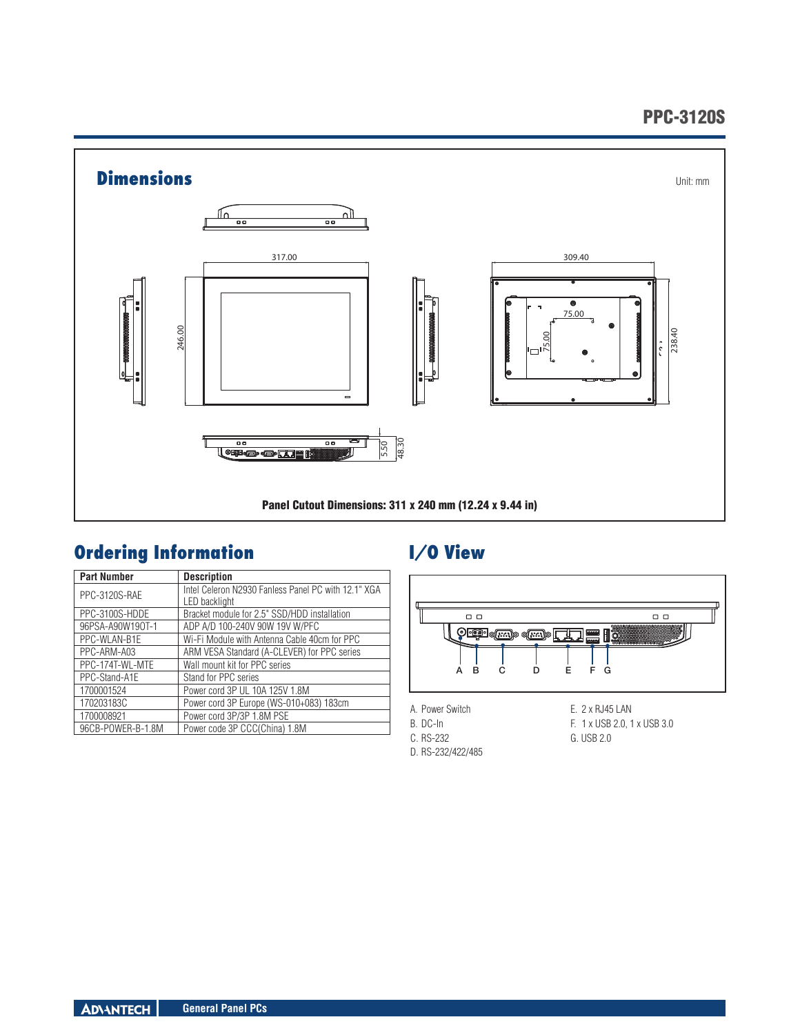## Dimensions

Unit: mm

317.00

309.40

246.00

238.40

75.00

75.00

5.50

48.30

**Panel Cutout Dimensions: 311 x 240 mm (12.24 x 9.44 in)**

## Ordering Information

| Part Number | Description |
|---|---|
| PPC-3120S-RAE | Intel Celeron N2930 Fanless Panel PC with 12.1" XGA LED backlight |
| PPC-3100S-HDDE | Bracket module for 2.5" SSD/HDD installation |
| 96PSA-A90W19OT-1 | ADP A/D 100-240V 90W 19V W/PFC |
| PPC-WLAN-B1E | Wi-Fi Module with Antenna Cable 40cm for PPC |
| PPC-ARM-A03 | ARM VESA Standard (A-CLEVER) for PPC series |
| PPC-174T-WL-MTE | Wall mount kit for PPC series |
| PPC-Stand-A1E | Stand for PPC series |
| 1700001524 | Power cord 3P UL 10A 125V 1.8M |
| 170203183C | Power cord 3P Europe (WS-010+083) 183cm |
| 1700008921 | Power cord 3P/3P 1.8M PSE |
| 96CB-POWER-B-1.8M | Power code 3P CCC(China) 1.8M |

## I/O View

A B C D E F G

A. Power Switch
B. DC-In
C. RS-232
D. RS-232/422/485
E. 2 x RJ45 LAN
F. 1 x USB 2.0, 1 x USB 3.0
G. USB 2.0